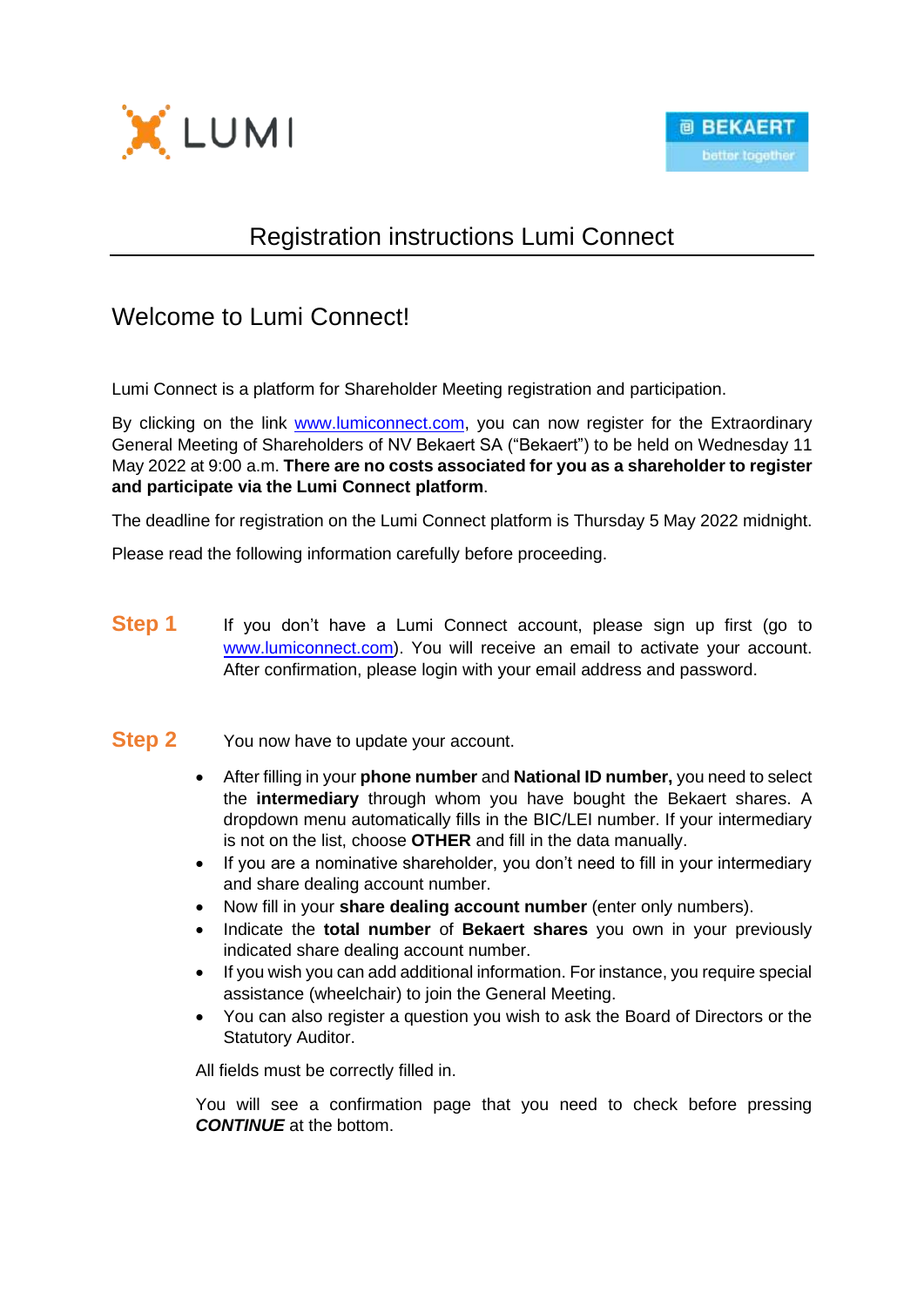# Registration instructions Lumi Connect

## Welcome to Lumi Connect!

Lumi Connect is a platform for Shareholder Meeting registration and participation.

By clicking on the link www.lumiconnect.com, you can now register for the Extraordinary General Meeting of Shareholders of NV Bekaert SA ("Bekaert") to be held on Wednesday 11 May 2022 at 9:00 a.m. **There are no costs associated for you as a shareholder to register and participate via the Lumi Connect platform**.

The deadline for registration on the Lumi Connect platform is Thursday 5 May 2022 midnight.

Please read the following information carefully before proceeding.

**Step 1** If you don't have a Lumi Connect account, please sign up first (go to www.lumiconnect.com). You will receive an email to activate your account. After confirmation, please login with your email address and password.

**Step 2** You now have to update your account.

- After filling in your **phone number** and **National ID number,** you need to select the **intermediary** through whom you have bought the Bekaert shares. A dropdown menu automatically fills in the BIC/LEI number. If your intermediary is not on the list, choose **OTHER** and fill in the data manually.
- If you are a nominative shareholder, you don't need to fill in your intermediary and share dealing account number.
- Now fill in your **share dealing account number** (enter only numbers).
- Indicate the **total number** of **Bekaert shares** you own in your previously indicated share dealing account number.
- If you wish you can add additional information. For instance, you require special assistance (wheelchair) to join the General Meeting.
- You can also register a question you wish to ask the Board of Directors or the Statutory Auditor.

All fields must be correctly filled in.

You will see a confirmation page that you need to check before pressing ***CONTINUE*** at the bottom.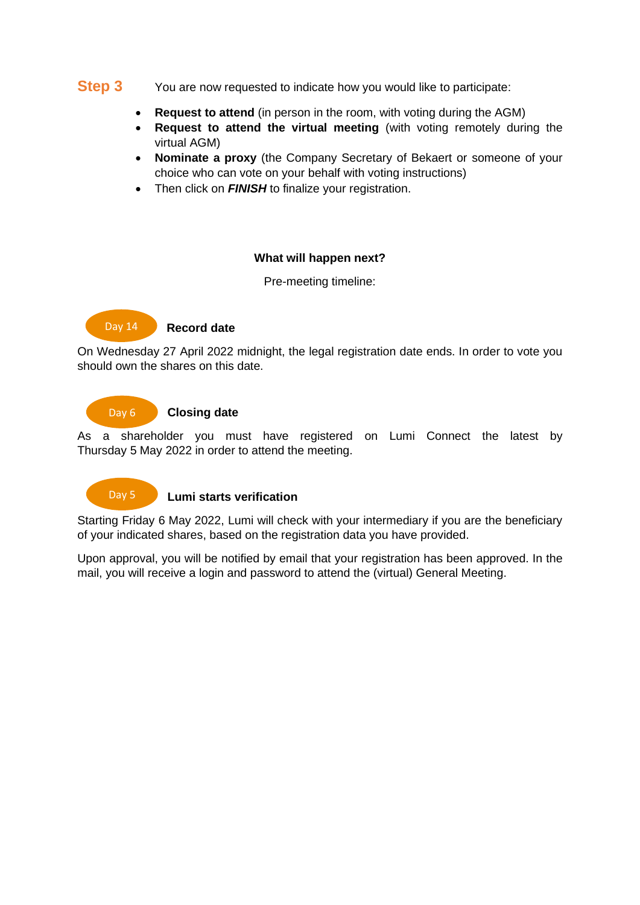**Step 3** You are now requested to indicate how you would like to participate:

- **Request to attend** (in person in the room, with voting during the AGM)
- **Request to attend the virtual meeting** (with voting remotely during the virtual AGM)
- **Nominate a proxy** (the Company Secretary of Bekaert or someone of your choice who can vote on your behalf with voting instructions)
- Then click on ***FINISH*** to finalize your registration.

**What will happen next?**

Pre-meeting timeline:

Day 14 **Record date**

On Wednesday 27 April 2022 midnight, the legal registration date ends. In order to vote you should own the shares on this date.

Day 6 **Closing date**

As a shareholder you must have registered on Lumi Connect the latest by Thursday 5 May 2022 in order to attend the meeting.

Day 5 **Lumi starts verification**

Starting Friday 6 May 2022, Lumi will check with your intermediary if you are the beneficiary of your indicated shares, based on the registration data you have provided.

Upon approval, you will be notified by email that your registration has been approved. In the mail, you will receive a login and password to attend the (virtual) General Meeting.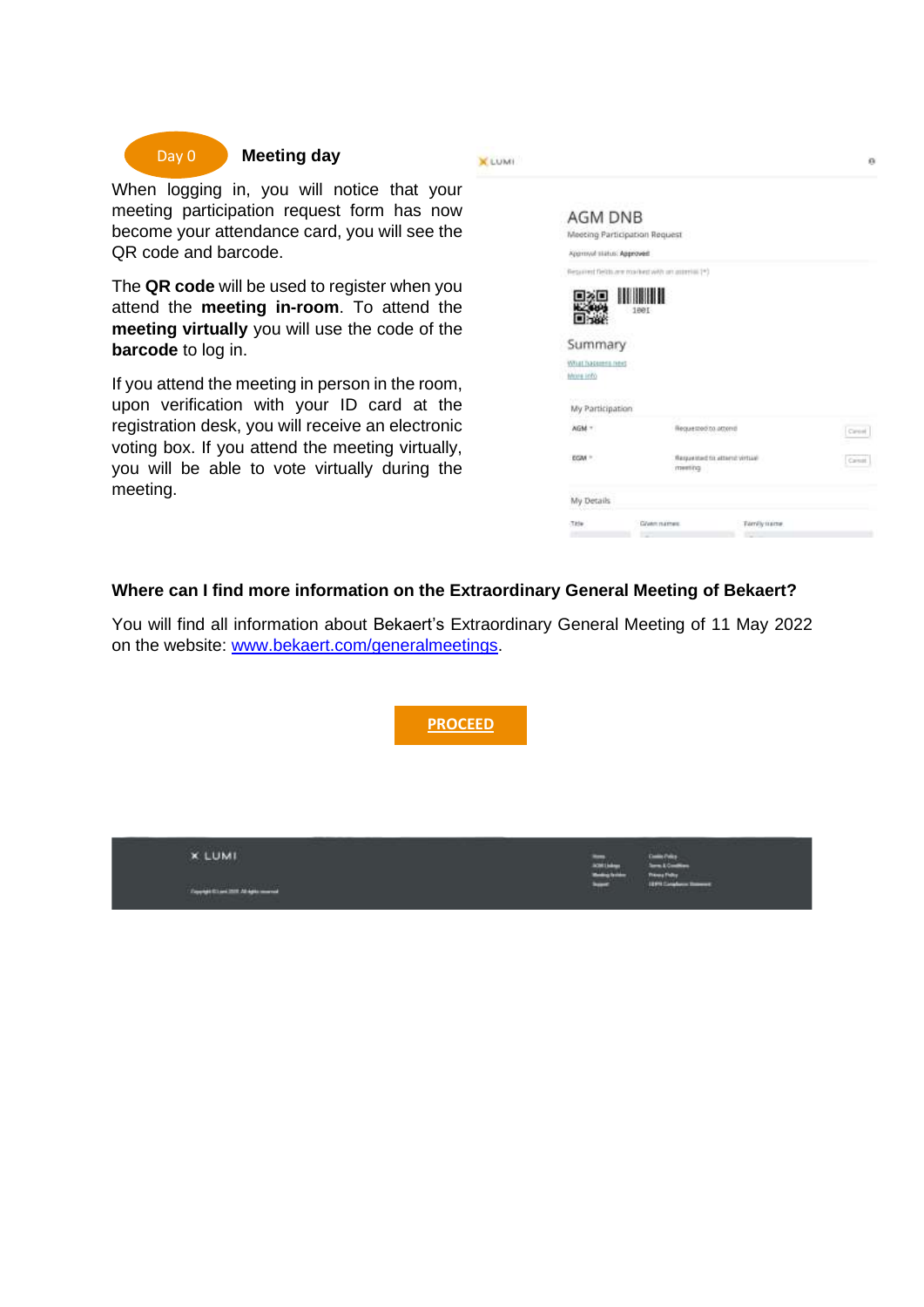Day 0 **Meeting day**

When logging in, you will notice that your meeting participation request form has now become your attendance card, you will see the QR code and barcode.

The **QR code** will be used to register when you attend the **meeting in-room**. To attend the **meeting virtually** you will use the code of the **barcode** to log in.

If you attend the meeting in person in the room, upon verification with your ID card at the registration desk, you will receive an electronic voting box. If you attend the meeting virtually, you will be able to vote virtually during the meeting.

**Where can I find more information on the Extraordinary General Meeting of Bekaert?**

You will find all information about Bekaert's Extraordinary General Meeting of 11 May 2022 on the website: [www.bekaert.com/generalmeetings](www.bekaert.com/generalmeetings).

**PROCEED**